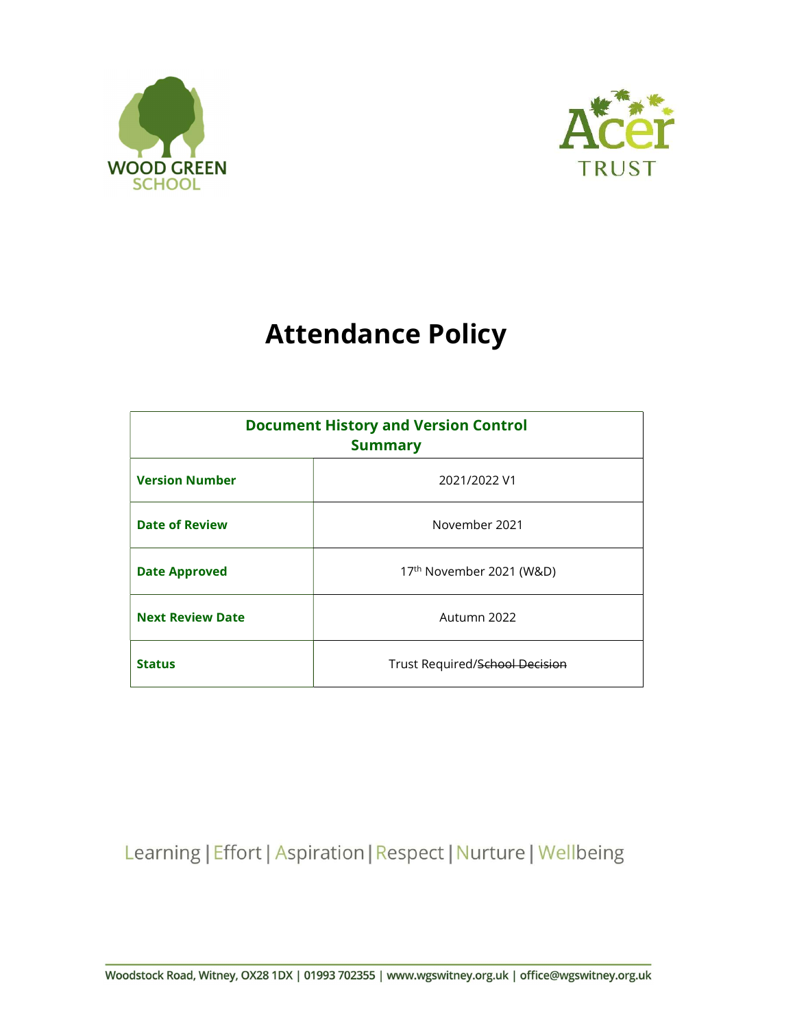# Attendance Policy

| Document History and Version Control Summary | |
|---|---|
| **Version Number** | 2021/2022 V1 |
| **Date of Review** | November 2021 |
| **Date Approved** | 17th November 2021 (W&D) |
| **Next Review Date** | Autumn 2022 |
| **Status** | Trust Required/~~School Decision~~ |

Learning | Effort | Aspiration | Respect | Nurture | Wellbeing

Woodstock Road, Witney, OX28 1DX | 01993 702355 | www.wgswitney.org.uk | office@wgswitney.org.uk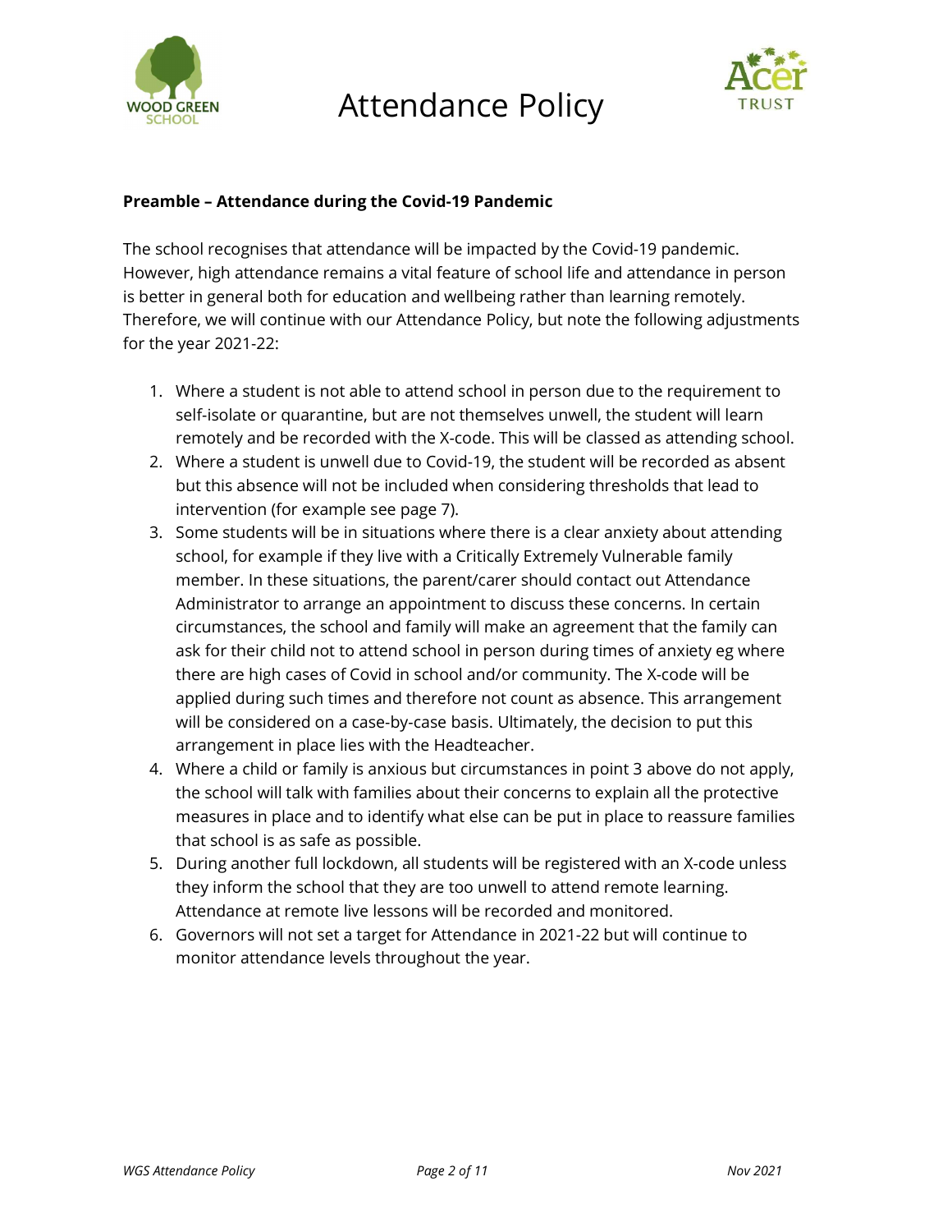**Preamble – Attendance during the Covid-19 Pandemic**

The school recognises that attendance will be impacted by the Covid-19 pandemic. However, high attendance remains a vital feature of school life and attendance in person is better in general both for education and wellbeing rather than learning remotely. Therefore, we will continue with our Attendance Policy, but note the following adjustments for the year 2021-22:

1. Where a student is not able to attend school in person due to the requirement to self-isolate or quarantine, but are not themselves unwell, the student will learn remotely and be recorded with the X-code. This will be classed as attending school.
2. Where a student is unwell due to Covid-19, the student will be recorded as absent but this absence will not be included when considering thresholds that lead to intervention (for example see page 7).
3. Some students will be in situations where there is a clear anxiety about attending school, for example if they live with a Critically Extremely Vulnerable family member. In these situations, the parent/carer should contact out Attendance Administrator to arrange an appointment to discuss these concerns. In certain circumstances, the school and family will make an agreement that the family can ask for their child not to attend school in person during times of anxiety eg where there are high cases of Covid in school and/or community. The X-code will be applied during such times and therefore not count as absence. This arrangement will be considered on a case-by-case basis. Ultimately, the decision to put this arrangement in place lies with the Headteacher.
4. Where a child or family is anxious but circumstances in point 3 above do not apply, the school will talk with families about their concerns to explain all the protective measures in place and to identify what else can be put in place to reassure families that school is as safe as possible.
5. During another full lockdown, all students will be registered with an X-code unless they inform the school that they are too unwell to attend remote learning. Attendance at remote live lessons will be recorded and monitored.
6. Governors will not set a target for Attendance in 2021-22 but will continue to monitor attendance levels throughout the year.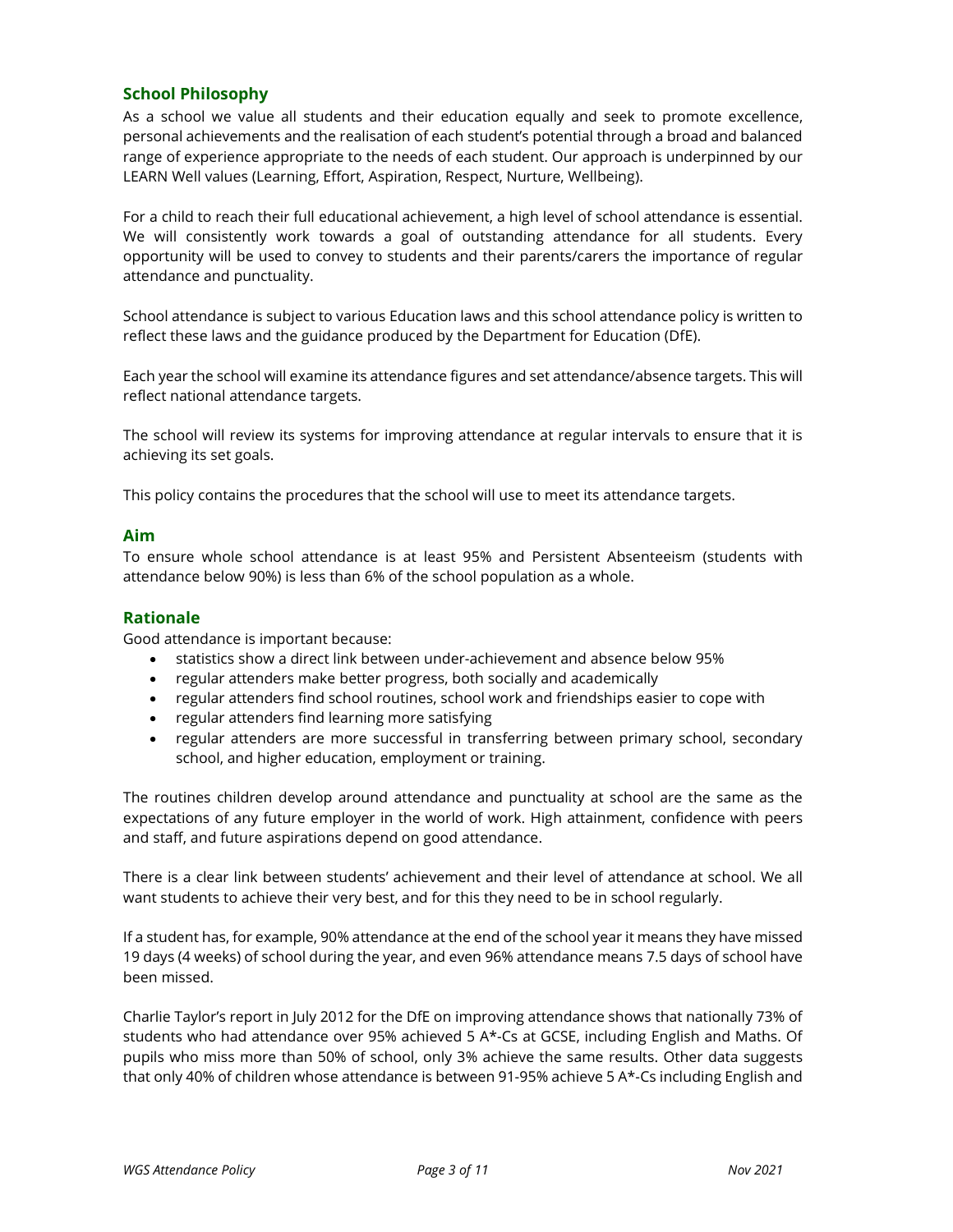## School Philosophy

As a school we value all students and their education equally and seek to promote excellence, personal achievements and the realisation of each student's potential through a broad and balanced range of experience appropriate to the needs of each student. Our approach is underpinned by our LEARN Well values (Learning, Effort, Aspiration, Respect, Nurture, Wellbeing).

For a child to reach their full educational achievement, a high level of school attendance is essential. We will consistently work towards a goal of outstanding attendance for all students. Every opportunity will be used to convey to students and their parents/carers the importance of regular attendance and punctuality.

School attendance is subject to various Education laws and this school attendance policy is written to reflect these laws and the guidance produced by the Department for Education (DfE).

Each year the school will examine its attendance figures and set attendance/absence targets. This will reflect national attendance targets.

The school will review its systems for improving attendance at regular intervals to ensure that it is achieving its set goals.

This policy contains the procedures that the school will use to meet its attendance targets.

## Aim

To ensure whole school attendance is at least 95% and Persistent Absenteeism (students with attendance below 90%) is less than 6% of the school population as a whole.

## Rationale

Good attendance is important because:

- statistics show a direct link between under-achievement and absence below 95%
- regular attenders make better progress, both socially and academically
- regular attenders find school routines, school work and friendships easier to cope with
- regular attenders find learning more satisfying
- regular attenders are more successful in transferring between primary school, secondary school, and higher education, employment or training.

The routines children develop around attendance and punctuality at school are the same as the expectations of any future employer in the world of work. High attainment, confidence with peers and staff, and future aspirations depend on good attendance.

There is a clear link between students' achievement and their level of attendance at school. We all want students to achieve their very best, and for this they need to be in school regularly.

If a student has, for example, 90% attendance at the end of the school year it means they have missed 19 days (4 weeks) of school during the year, and even 96% attendance means 7.5 days of school have been missed.

Charlie Taylor's report in July 2012 for the DfE on improving attendance shows that nationally 73% of students who had attendance over 95% achieved 5 A*-Cs at GCSE, including English and Maths. Of pupils who miss more than 50% of school, only 3% achieve the same results. Other data suggests that only 40% of children whose attendance is between 91-95% achieve 5 A*-Cs including English and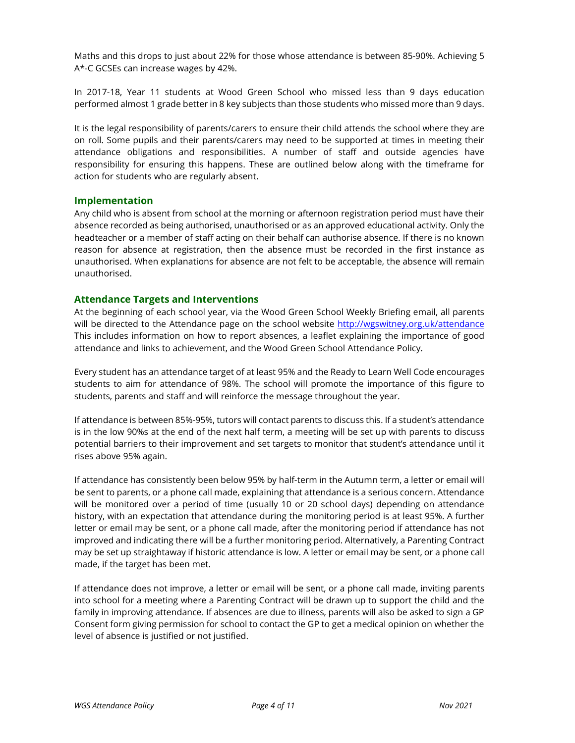Maths and this drops to just about 22% for those whose attendance is between 85-90%. Achieving 5 A*-C GCSEs can increase wages by 42%.

In 2017-18, Year 11 students at Wood Green School who missed less than 9 days education performed almost 1 grade better in 8 key subjects than those students who missed more than 9 days.

It is the legal responsibility of parents/carers to ensure their child attends the school where they are on roll. Some pupils and their parents/carers may need to be supported at times in meeting their attendance obligations and responsibilities. A number of staff and outside agencies have responsibility for ensuring this happens. These are outlined below along with the timeframe for action for students who are regularly absent.

## Implementation

Any child who is absent from school at the morning or afternoon registration period must have their absence recorded as being authorised, unauthorised or as an approved educational activity. Only the headteacher or a member of staff acting on their behalf can authorise absence. If there is no known reason for absence at registration, then the absence must be recorded in the first instance as unauthorised. When explanations for absence are not felt to be acceptable, the absence will remain unauthorised.

## Attendance Targets and Interventions

At the beginning of each school year, via the Wood Green School Weekly Briefing email, all parents will be directed to the Attendance page on the school website [http://wgswitney.org.uk/attendance](http://wgswitney.org.uk/attendance) This includes information on how to report absences, a leaflet explaining the importance of good attendance and links to achievement, and the Wood Green School Attendance Policy.

Every student has an attendance target of at least 95% and the Ready to Learn Well Code encourages students to aim for attendance of 98%. The school will promote the importance of this figure to students, parents and staff and will reinforce the message throughout the year.

If attendance is between 85%-95%, tutors will contact parents to discuss this. If a student's attendance is in the low 90%s at the end of the next half term, a meeting will be set up with parents to discuss potential barriers to their improvement and set targets to monitor that student's attendance until it rises above 95% again.

If attendance has consistently been below 95% by half-term in the Autumn term, a letter or email will be sent to parents, or a phone call made, explaining that attendance is a serious concern. Attendance will be monitored over a period of time (usually 10 or 20 school days) depending on attendance history, with an expectation that attendance during the monitoring period is at least 95%. A further letter or email may be sent, or a phone call made, after the monitoring period if attendance has not improved and indicating there will be a further monitoring period. Alternatively, a Parenting Contract may be set up straightaway if historic attendance is low. A letter or email may be sent, or a phone call made, if the target has been met.

If attendance does not improve, a letter or email will be sent, or a phone call made, inviting parents into school for a meeting where a Parenting Contract will be drawn up to support the child and the family in improving attendance. If absences are due to illness, parents will also be asked to sign a GP Consent form giving permission for school to contact the GP to get a medical opinion on whether the level of absence is justified or not justified.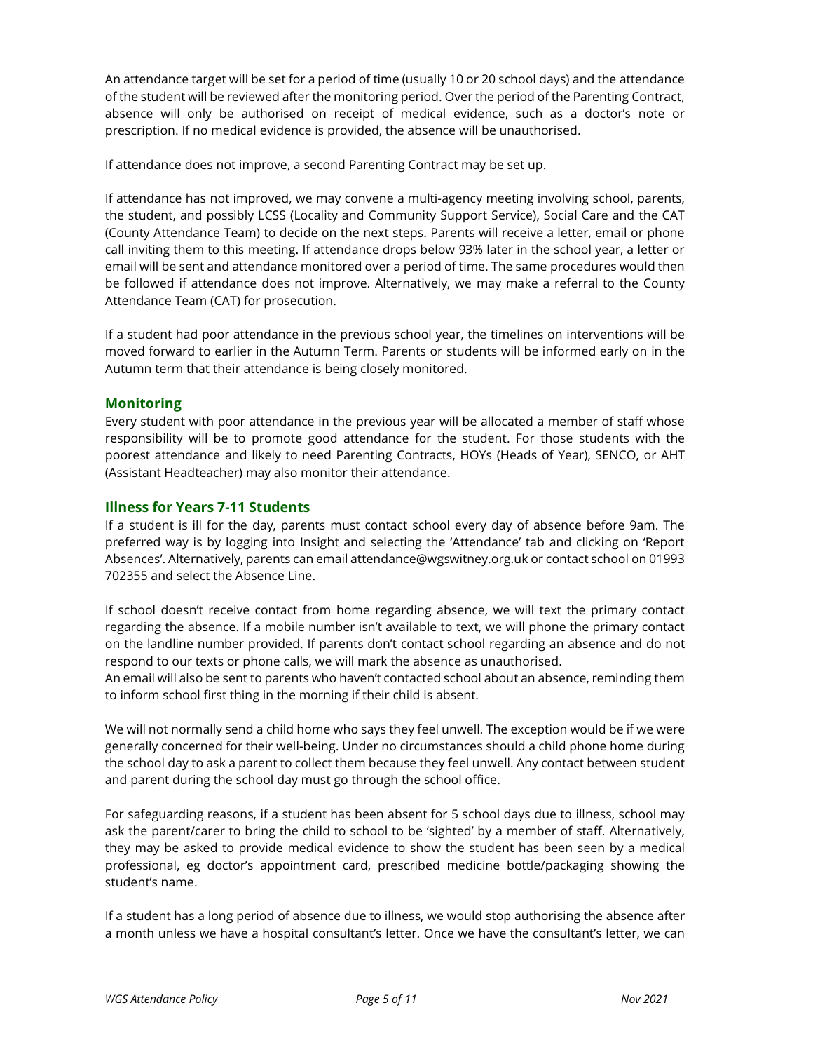An attendance target will be set for a period of time (usually 10 or 20 school days) and the attendance of the student will be reviewed after the monitoring period. Over the period of the Parenting Contract, absence will only be authorised on receipt of medical evidence, such as a doctor's note or prescription. If no medical evidence is provided, the absence will be unauthorised.

If attendance does not improve, a second Parenting Contract may be set up.

If attendance has not improved, we may convene a multi-agency meeting involving school, parents, the student, and possibly LCSS (Locality and Community Support Service), Social Care and the CAT (County Attendance Team) to decide on the next steps. Parents will receive a letter, email or phone call inviting them to this meeting. If attendance drops below 93% later in the school year, a letter or email will be sent and attendance monitored over a period of time. The same procedures would then be followed if attendance does not improve. Alternatively, we may make a referral to the County Attendance Team (CAT) for prosecution.

If a student had poor attendance in the previous school year, the timelines on interventions will be moved forward to earlier in the Autumn Term. Parents or students will be informed early on in the Autumn term that their attendance is being closely monitored.

## Monitoring

Every student with poor attendance in the previous year will be allocated a member of staff whose responsibility will be to promote good attendance for the student. For those students with the poorest attendance and likely to need Parenting Contracts, HOYs (Heads of Year), SENCO, or AHT (Assistant Headteacher) may also monitor their attendance.

## Illness for Years 7-11 Students

If a student is ill for the day, parents must contact school every day of absence before 9am. The preferred way is by logging into Insight and selecting the 'Attendance' tab and clicking on 'Report Absences'. Alternatively, parents can email attendance@wgswitney.org.uk or contact school on 01993 702355 and select the Absence Line.

If school doesn't receive contact from home regarding absence, we will text the primary contact regarding the absence. If a mobile number isn't available to text, we will phone the primary contact on the landline number provided. If parents don't contact school regarding an absence and do not respond to our texts or phone calls, we will mark the absence as unauthorised.
An email will also be sent to parents who haven't contacted school about an absence, reminding them to inform school first thing in the morning if their child is absent.

We will not normally send a child home who says they feel unwell. The exception would be if we were generally concerned for their well-being. Under no circumstances should a child phone home during the school day to ask a parent to collect them because they feel unwell. Any contact between student and parent during the school day must go through the school office.

For safeguarding reasons, if a student has been absent for 5 school days due to illness, school may ask the parent/carer to bring the child to school to be 'sighted' by a member of staff. Alternatively, they may be asked to provide medical evidence to show the student has been seen by a medical professional, eg doctor's appointment card, prescribed medicine bottle/packaging showing the student's name.

If a student has a long period of absence due to illness, we would stop authorising the absence after a month unless we have a hospital consultant's letter. Once we have the consultant's letter, we can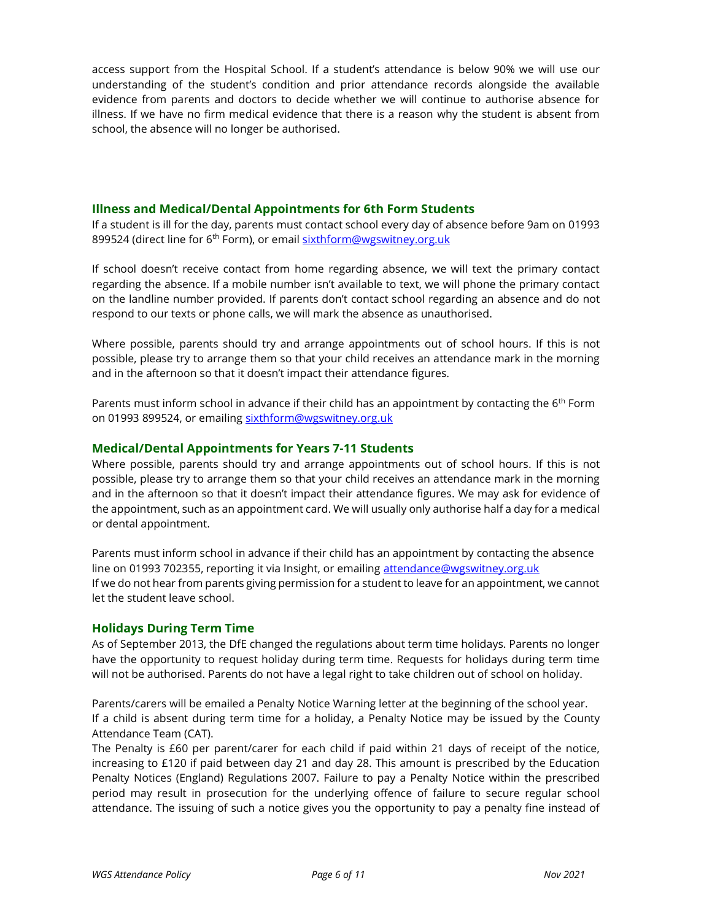access support from the Hospital School. If a student's attendance is below 90% we will use our understanding of the student's condition and prior attendance records alongside the available evidence from parents and doctors to decide whether we will continue to authorise absence for illness. If we have no firm medical evidence that there is a reason why the student is absent from school, the absence will no longer be authorised.

### Illness and Medical/Dental Appointments for 6th Form Students

If a student is ill for the day, parents must contact school every day of absence before 9am on 01993 899524 (direct line for 6th Form), or email [sixthform@wgswitney.org.uk](mailto:sixthform@wgswitney.org.uk)

If school doesn't receive contact from home regarding absence, we will text the primary contact regarding the absence. If a mobile number isn't available to text, we will phone the primary contact on the landline number provided. If parents don't contact school regarding an absence and do not respond to our texts or phone calls, we will mark the absence as unauthorised.

Where possible, parents should try and arrange appointments out of school hours. If this is not possible, please try to arrange them so that your child receives an attendance mark in the morning and in the afternoon so that it doesn't impact their attendance figures.

Parents must inform school in advance if their child has an appointment by contacting the 6th Form on 01993 899524, or emailing [sixthform@wgswitney.org.uk](mailto:sixthform@wgswitney.org.uk)

### Medical/Dental Appointments for Years 7-11 Students

Where possible, parents should try and arrange appointments out of school hours. If this is not possible, please try to arrange them so that your child receives an attendance mark in the morning and in the afternoon so that it doesn't impact their attendance figures. We may ask for evidence of the appointment, such as an appointment card. We will usually only authorise half a day for a medical or dental appointment.

Parents must inform school in advance if their child has an appointment by contacting the absence line on 01993 702355, reporting it via Insight, or emailing [attendance@wgswitney.org.uk](mailto:attendance@wgswitney.org.uk)
If we do not hear from parents giving permission for a student to leave for an appointment, we cannot let the student leave school.

### Holidays During Term Time

As of September 2013, the DfE changed the regulations about term time holidays. Parents no longer have the opportunity to request holiday during term time. Requests for holidays during term time will not be authorised. Parents do not have a legal right to take children out of school on holiday.

Parents/carers will be emailed a Penalty Notice Warning letter at the beginning of the school year.
If a child is absent during term time for a holiday, a Penalty Notice may be issued by the County Attendance Team (CAT).
The Penalty is £60 per parent/carer for each child if paid within 21 days of receipt of the notice, increasing to £120 if paid between day 21 and day 28. This amount is prescribed by the Education Penalty Notices (England) Regulations 2007. Failure to pay a Penalty Notice within the prescribed period may result in prosecution for the underlying offence of failure to secure regular school attendance. The issuing of such a notice gives you the opportunity to pay a penalty fine instead of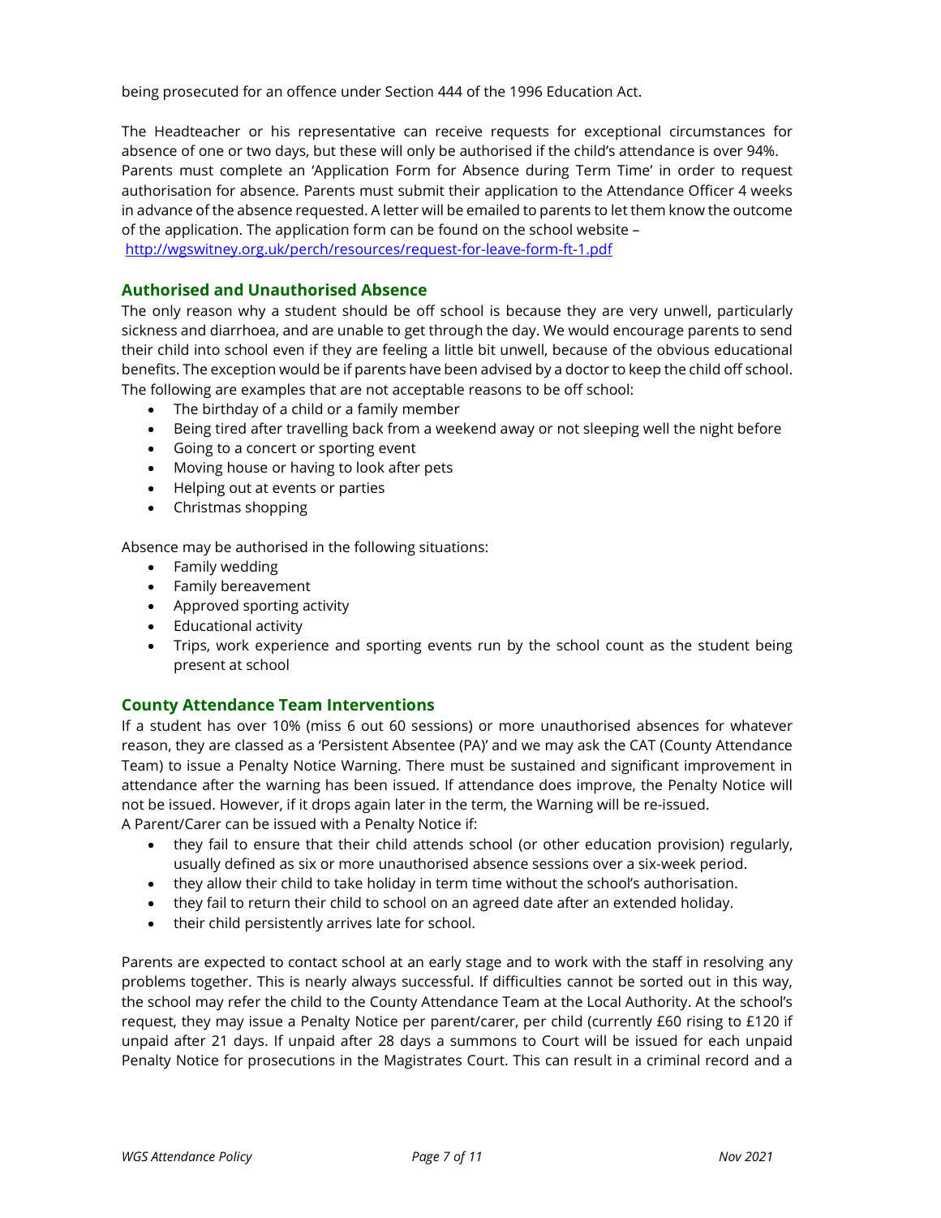being prosecuted for an offence under Section 444 of the 1996 Education Act.

The Headteacher or his representative can receive requests for exceptional circumstances for absence of one or two days, but these will only be authorised if the child's attendance is over 94%. Parents must complete an 'Application Form for Absence during Term Time' in order to request authorisation for absence. Parents must submit their application to the Attendance Officer 4 weeks in advance of the absence requested. A letter will be emailed to parents to let them know the outcome of the application. The application form can be found on the school website – http://wgswitney.org.uk/perch/resources/request-for-leave-form-ft-1.pdf

## Authorised and Unauthorised Absence

The only reason why a student should be off school is because they are very unwell, particularly sickness and diarrhoea, and are unable to get through the day. We would encourage parents to send their child into school even if they are feeling a little bit unwell, because of the obvious educational benefits. The exception would be if parents have been advised by a doctor to keep the child off school. The following are examples that are not acceptable reasons to be off school:

- The birthday of a child or a family member
- Being tired after travelling back from a weekend away or not sleeping well the night before
- Going to a concert or sporting event
- Moving house or having to look after pets
- Helping out at events or parties
- Christmas shopping

Absence may be authorised in the following situations:

- Family wedding
- Family bereavement
- Approved sporting activity
- Educational activity
- Trips, work experience and sporting events run by the school count as the student being present at school

## County Attendance Team Interventions

If a student has over 10% (miss 6 out 60 sessions) or more unauthorised absences for whatever reason, they are classed as a 'Persistent Absentee (PA)' and we may ask the CAT (County Attendance Team) to issue a Penalty Notice Warning. There must be sustained and significant improvement in attendance after the warning has been issued. If attendance does improve, the Penalty Notice will not be issued. However, if it drops again later in the term, the Warning will be re-issued.
A Parent/Carer can be issued with a Penalty Notice if:

- they fail to ensure that their child attends school (or other education provision) regularly, usually defined as six or more unauthorised absence sessions over a six-week period.
- they allow their child to take holiday in term time without the school's authorisation.
- they fail to return their child to school on an agreed date after an extended holiday.
- their child persistently arrives late for school.

Parents are expected to contact school at an early stage and to work with the staff in resolving any problems together. This is nearly always successful. If difficulties cannot be sorted out in this way, the school may refer the child to the County Attendance Team at the Local Authority. At the school's request, they may issue a Penalty Notice per parent/carer, per child (currently £60 rising to £120 if unpaid after 21 days. If unpaid after 28 days a summons to Court will be issued for each unpaid Penalty Notice for prosecutions in the Magistrates Court. This can result in a criminal record and a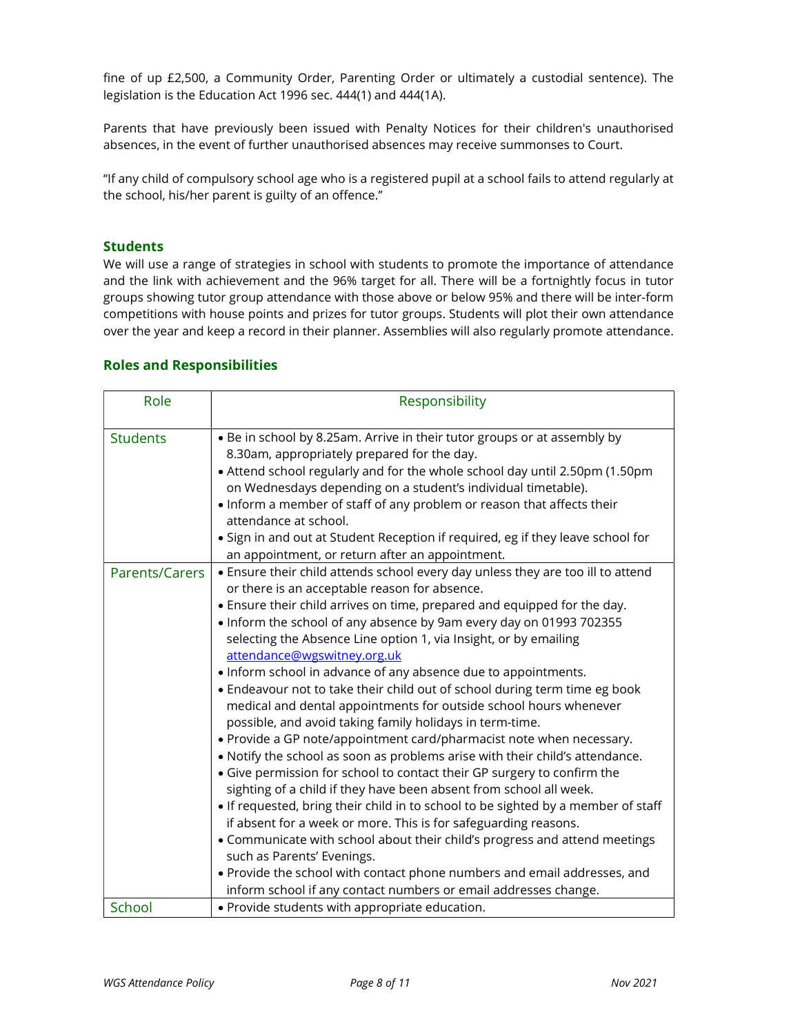fine of up £2,500, a Community Order, Parenting Order or ultimately a custodial sentence). The legislation is the Education Act 1996 sec. 444(1) and 444(1A).

Parents that have previously been issued with Penalty Notices for their children's unauthorised absences, in the event of further unauthorised absences may receive summonses to Court.

"If any child of compulsory school age who is a registered pupil at a school fails to attend regularly at the school, his/her parent is guilty of an offence."

## Students

We will use a range of strategies in school with students to promote the importance of attendance and the link with achievement and the 96% target for all. There will be a fortnightly focus in tutor groups showing tutor group attendance with those above or below 95% and there will be inter-form competitions with house points and prizes for tutor groups. Students will plot their own attendance over the year and keep a record in their planner. Assemblies will also regularly promote attendance.

## Roles and Responsibilities

| Role | Responsibility |
|---|---|
| Students | • Be in school by 8.25am. Arrive in their tutor groups or at assembly by 8.30am, appropriately prepared for the day.<br>• Attend school regularly and for the whole school day until 2.50pm (1.50pm on Wednesdays depending on a student's individual timetable).<br>• Inform a member of staff of any problem or reason that affects their attendance at school.<br>• Sign in and out at Student Reception if required, eg if they leave school for an appointment, or return after an appointment. |
| Parents/Carers | • Ensure their child attends school every day unless they are too ill to attend or there is an acceptable reason for absence.<br>• Ensure their child arrives on time, prepared and equipped for the day.<br>• Inform the school of any absence by 9am every day on 01993 702355 selecting the Absence Line option 1, via Insight, or by emailing attendance@wgswitney.org.uk<br>• Inform school in advance of any absence due to appointments.<br>• Endeavour not to take their child out of school during term time eg book medical and dental appointments for outside school hours whenever possible, and avoid taking family holidays in term-time.<br>• Provide a GP note/appointment card/pharmacist note when necessary.<br>• Notify the school as soon as problems arise with their child's attendance.<br>• Give permission for school to contact their GP surgery to confirm the sighting of a child if they have been absent from school all week.<br>• If requested, bring their child in to school to be sighted by a member of staff if absent for a week or more. This is for safeguarding reasons.<br>• Communicate with school about their child's progress and attend meetings such as Parents' Evenings.<br>• Provide the school with contact phone numbers and email addresses, and inform school if any contact numbers or email addresses change. |
| School | • Provide students with appropriate education. |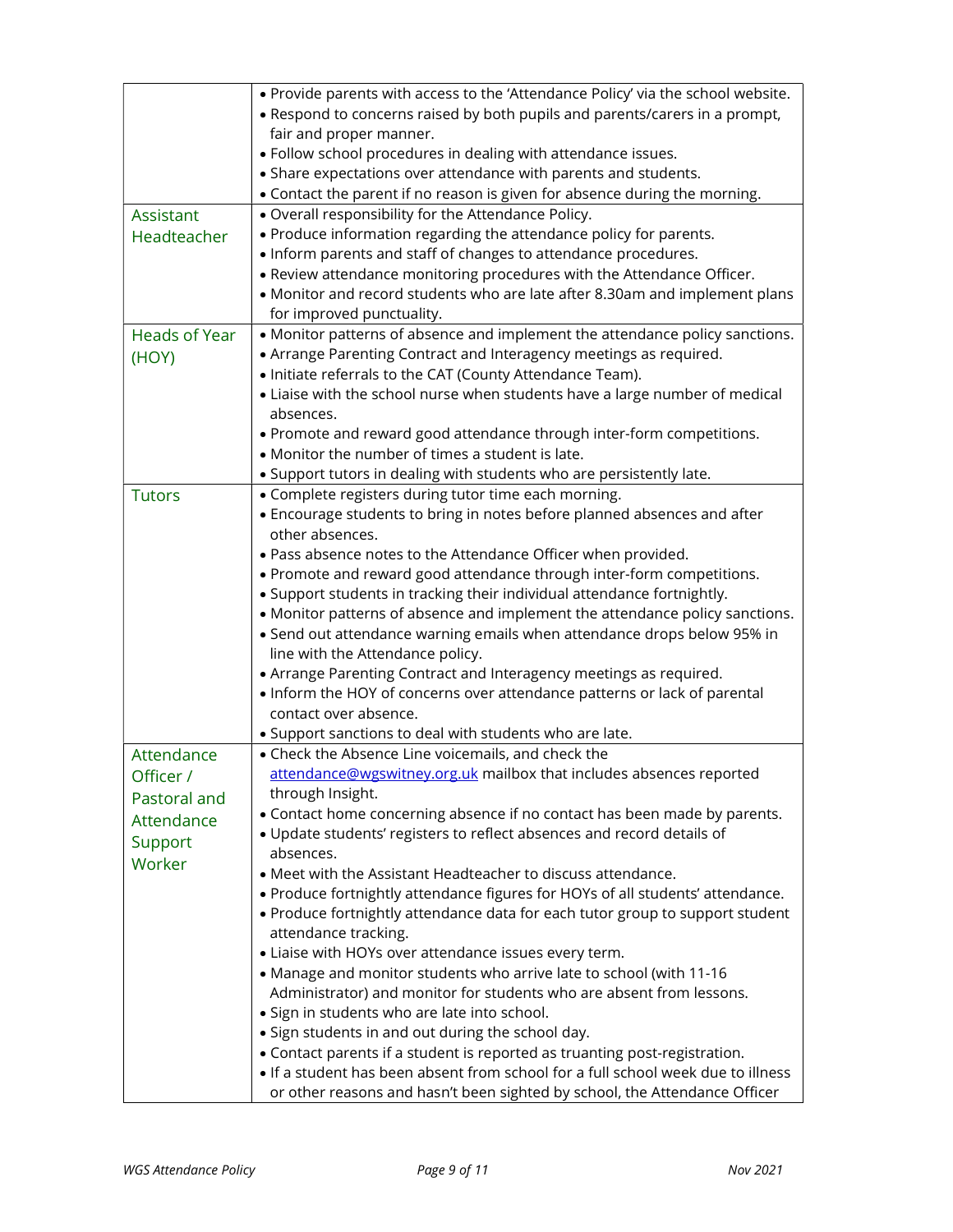| | |
|---|---|
| | • Provide parents with access to the 'Attendance Policy' via the school website.<br>• Respond to concerns raised by both pupils and parents/carers in a prompt, fair and proper manner.<br>• Follow school procedures in dealing with attendance issues.<br>• Share expectations over attendance with parents and students.<br>• Contact the parent if no reason is given for absence during the morning. |
| Assistant Headteacher | • Overall responsibility for the Attendance Policy.<br>• Produce information regarding the attendance policy for parents.<br>• Inform parents and staff of changes to attendance procedures.<br>• Review attendance monitoring procedures with the Attendance Officer.<br>• Monitor and record students who are late after 8.30am and implement plans for improved punctuality. |
| Heads of Year (HOY) | • Monitor patterns of absence and implement the attendance policy sanctions.<br>• Arrange Parenting Contract and Interagency meetings as required.<br>• Initiate referrals to the CAT (County Attendance Team).<br>• Liaise with the school nurse when students have a large number of medical absences.<br>• Promote and reward good attendance through inter-form competitions.<br>• Monitor the number of times a student is late.<br>• Support tutors in dealing with students who are persistently late. |
| Tutors | • Complete registers during tutor time each morning.<br>• Encourage students to bring in notes before planned absences and after other absences.<br>• Pass absence notes to the Attendance Officer when provided.<br>• Promote and reward good attendance through inter-form competitions.<br>• Support students in tracking their individual attendance fortnightly.<br>• Monitor patterns of absence and implement the attendance policy sanctions.<br>• Send out attendance warning emails when attendance drops below 95% in line with the Attendance policy.<br>• Arrange Parenting Contract and Interagency meetings as required.<br>• Inform the HOY of concerns over attendance patterns or lack of parental contact over absence.<br>• Support sanctions to deal with students who are late. |
| Attendance Officer / Pastoral and Attendance Support Worker | • Check the Absence Line voicemails, and check the attendance@wgswitney.org.uk mailbox that includes absences reported through Insight.<br>• Contact home concerning absence if no contact has been made by parents.<br>• Update students' registers to reflect absences and record details of absences.<br>• Meet with the Assistant Headteacher to discuss attendance.<br>• Produce fortnightly attendance figures for HOYs of all students' attendance.<br>• Produce fortnightly attendance data for each tutor group to support student attendance tracking.<br>• Liaise with HOYs over attendance issues every term.<br>• Manage and monitor students who arrive late to school (with 11-16 Administrator) and monitor for students who are absent from lessons.<br>• Sign in students who are late into school.<br>• Sign students in and out during the school day.<br>• Contact parents if a student is reported as truanting post-registration.<br>• If a student has been absent from school for a full school week due to illness or other reasons and hasn't been sighted by school, the Attendance Officer |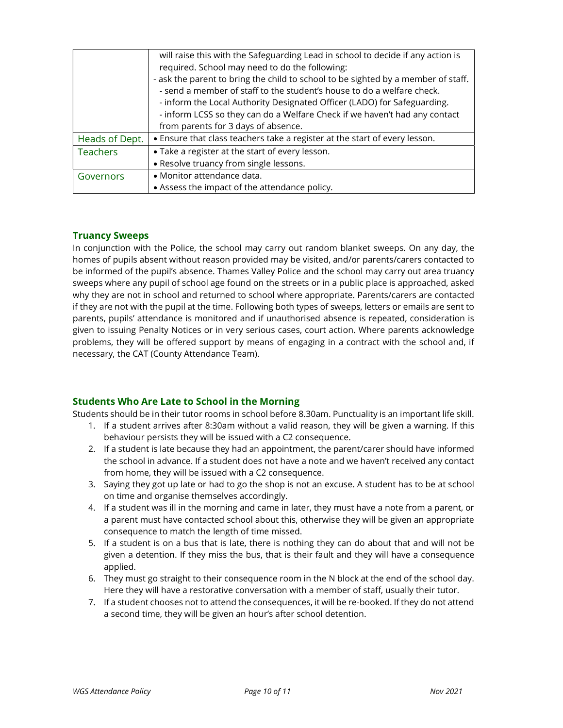| | |
|---|---|
| | will raise this with the Safeguarding Lead in school to decide if any action is required. School may need to do the following:<br>- ask the parent to bring the child to school to be sighted by a member of staff.<br>- send a member of staff to the student's house to do a welfare check.<br>- inform the Local Authority Designated Officer (LADO) for Safeguarding.<br>- inform LCSS so they can do a Welfare Check if we haven't had any contact from parents for 3 days of absence. |
| Heads of Dept. | • Ensure that class teachers take a register at the start of every lesson. |
| Teachers | • Take a register at the start of every lesson.<br>• Resolve truancy from single lessons. |
| Governors | • Monitor attendance data.<br>• Assess the impact of the attendance policy. |

## Truancy Sweeps

In conjunction with the Police, the school may carry out random blanket sweeps. On any day, the homes of pupils absent without reason provided may be visited, and/or parents/carers contacted to be informed of the pupil's absence. Thames Valley Police and the school may carry out area truancy sweeps where any pupil of school age found on the streets or in a public place is approached, asked why they are not in school and returned to school where appropriate. Parents/carers are contacted if they are not with the pupil at the time. Following both types of sweeps, letters or emails are sent to parents, pupils' attendance is monitored and if unauthorised absence is repeated, consideration is given to issuing Penalty Notices or in very serious cases, court action. Where parents acknowledge problems, they will be offered support by means of engaging in a contract with the school and, if necessary, the CAT (County Attendance Team).

## Students Who Are Late to School in the Morning

Students should be in their tutor rooms in school before 8.30am. Punctuality is an important life skill.

1. If a student arrives after 8:30am without a valid reason, they will be given a warning. If this behaviour persists they will be issued with a C2 consequence.
2. If a student is late because they had an appointment, the parent/carer should have informed the school in advance. If a student does not have a note and we haven't received any contact from home, they will be issued with a C2 consequence.
3. Saying they got up late or had to go the shop is not an excuse. A student has to be at school on time and organise themselves accordingly.
4. If a student was ill in the morning and came in later, they must have a note from a parent, or a parent must have contacted school about this, otherwise they will be given an appropriate consequence to match the length of time missed.
5. If a student is on a bus that is late, there is nothing they can do about that and will not be given a detention. If they miss the bus, that is their fault and they will have a consequence applied.
6. They must go straight to their consequence room in the N block at the end of the school day. Here they will have a restorative conversation with a member of staff, usually their tutor.
7. If a student chooses not to attend the consequences, it will be re-booked. If they do not attend a second time, they will be given an hour's after school detention.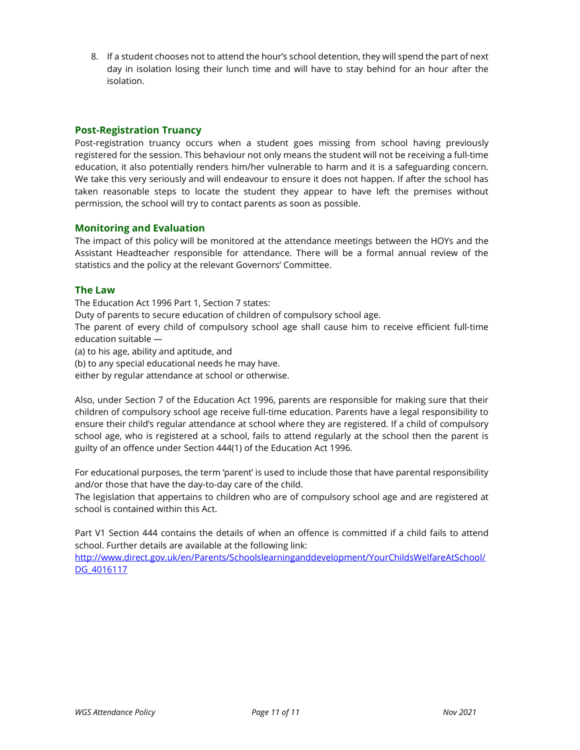8. If a student chooses not to attend the hour's school detention, they will spend the part of next day in isolation losing their lunch time and will have to stay behind for an hour after the isolation.

## Post-Registration Truancy

Post-registration truancy occurs when a student goes missing from school having previously registered for the session. This behaviour not only means the student will not be receiving a full-time education, it also potentially renders him/her vulnerable to harm and it is a safeguarding concern. We take this very seriously and will endeavour to ensure it does not happen. If after the school has taken reasonable steps to locate the student they appear to have left the premises without permission, the school will try to contact parents as soon as possible.

## Monitoring and Evaluation

The impact of this policy will be monitored at the attendance meetings between the HOYs and the Assistant Headteacher responsible for attendance. There will be a formal annual review of the statistics and the policy at the relevant Governors' Committee.

## The Law

The Education Act 1996 Part 1, Section 7 states:
Duty of parents to secure education of children of compulsory school age.
The parent of every child of compulsory school age shall cause him to receive efficient full-time education suitable —
(a) to his age, ability and aptitude, and
(b) to any special educational needs he may have.
either by regular attendance at school or otherwise.

Also, under Section 7 of the Education Act 1996, parents are responsible for making sure that their children of compulsory school age receive full-time education. Parents have a legal responsibility to ensure their child's regular attendance at school where they are registered. If a child of compulsory school age, who is registered at a school, fails to attend regularly at the school then the parent is guilty of an offence under Section 444(1) of the Education Act 1996.

For educational purposes, the term 'parent' is used to include those that have parental responsibility and/or those that have the day-to-day care of the child.
The legislation that appertains to children who are of compulsory school age and are registered at school is contained within this Act.

Part V1 Section 444 contains the details of when an offence is committed if a child fails to attend school. Further details are available at the following link:
[http://www.direct.gov.uk/en/Parents/Schoolslearninganddevelopment/YourChildsWelfareAtSchool/DG_4016117](http://www.direct.gov.uk/en/Parents/Schoolslearninganddevelopment/YourChildsWelfareAtSchool/DG_4016117)